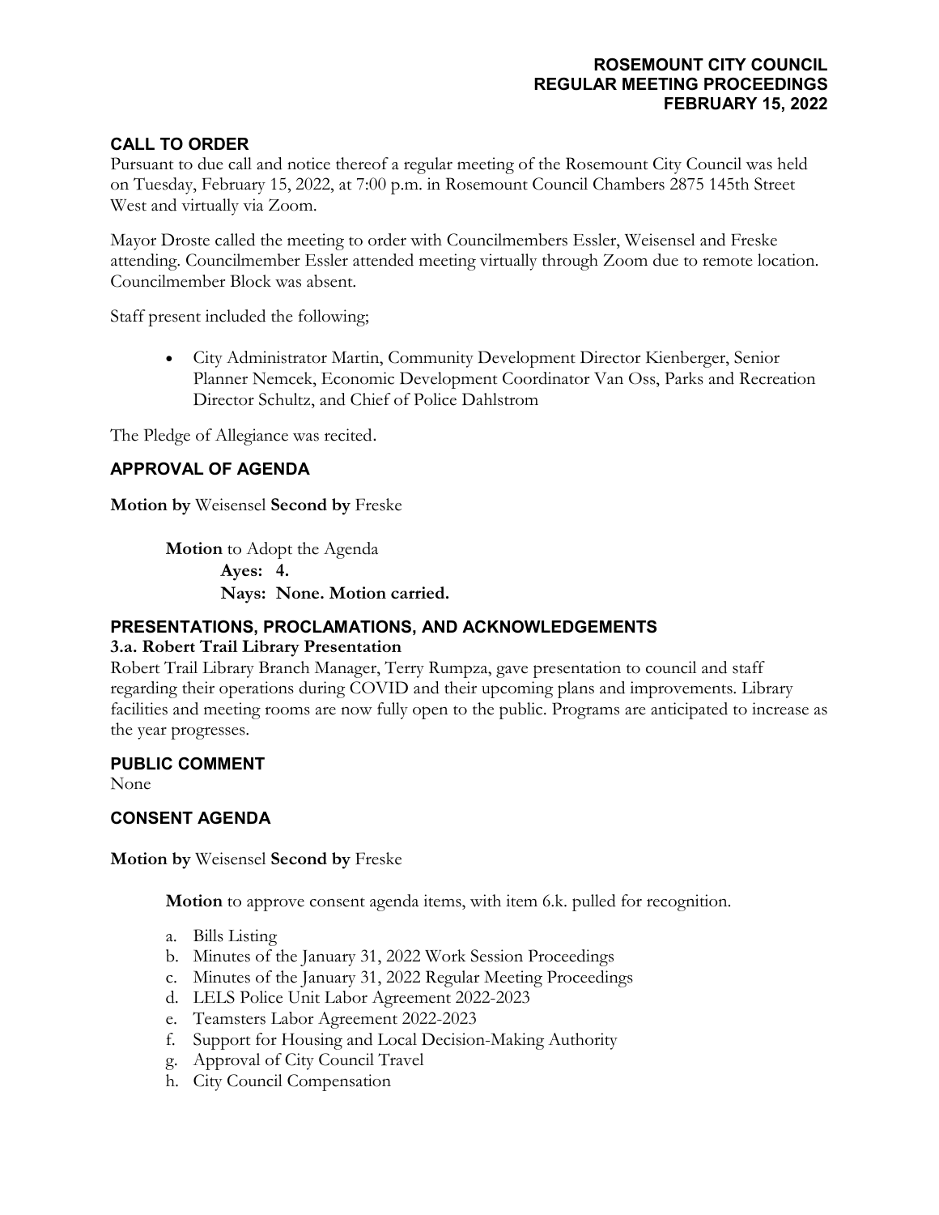**ROSEMOUNT CITY COUNCIL**
**REGULAR MEETING PROCEEDINGS**
**FEBRUARY 15, 2022**

## CALL TO ORDER

Pursuant to due call and notice thereof a regular meeting of the Rosemount City Council was held on Tuesday, February 15, 2022, at 7:00 p.m. in Rosemount Council Chambers 2875 145th Street West and virtually via Zoom.

Mayor Droste called the meeting to order with Councilmembers Essler, Weisensel and Freske attending. Councilmember Essler attended meeting virtually through Zoom due to remote location. Councilmember Block was absent.

Staff present included the following;

- City Administrator Martin, Community Development Director Kienberger, Senior Planner Nemcek, Economic Development Coordinator Van Oss, Parks and Recreation Director Schultz, and Chief of Police Dahlstrom

The Pledge of Allegiance was recited.

## APPROVAL OF AGENDA

**Motion by** Weisensel **Second by** Freske

**Motion** to Adopt the Agenda
**Ayes: 4.**
**Nays: None. Motion carried.**

## PRESENTATIONS, PROCLAMATIONS, AND ACKNOWLEDGEMENTS

### 3.a. Robert Trail Library Presentation

Robert Trail Library Branch Manager, Terry Rumpza, gave presentation to council and staff regarding their operations during COVID and their upcoming plans and improvements. Library facilities and meeting rooms are now fully open to the public. Programs are anticipated to increase as the year progresses.

## PUBLIC COMMENT

None

## CONSENT AGENDA

**Motion by** Weisensel **Second by** Freske

**Motion** to approve consent agenda items, with item 6.k. pulled for recognition.

a. Bills Listing
b. Minutes of the January 31, 2022 Work Session Proceedings
c. Minutes of the January 31, 2022 Regular Meeting Proceedings
d. LELS Police Unit Labor Agreement 2022-2023
e. Teamsters Labor Agreement 2022-2023
f. Support for Housing and Local Decision-Making Authority
g. Approval of City Council Travel
h. City Council Compensation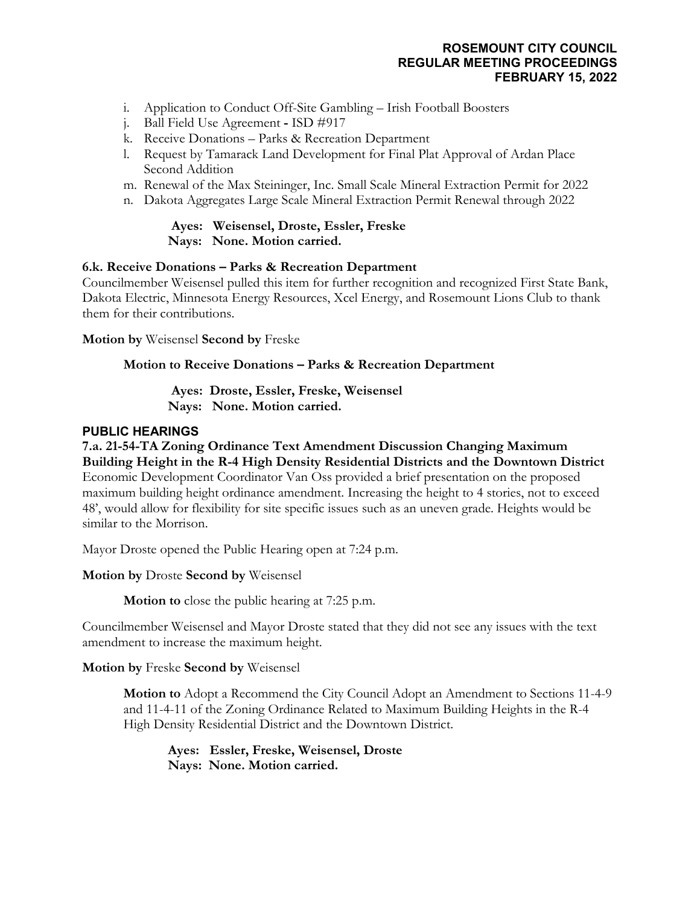i. Application to Conduct Off-Site Gambling – Irish Football Boosters
j. Ball Field Use Agreement - ISD #917
k. Receive Donations – Parks & Recreation Department
l. Request by Tamarack Land Development for Final Plat Approval of Ardan Place Second Addition
m. Renewal of the Max Steininger, Inc. Small Scale Mineral Extraction Permit for 2022
n. Dakota Aggregates Large Scale Mineral Extraction Permit Renewal through 2022

**Ayes: Weisensel, Droste, Essler, Freske**
**Nays: None. Motion carried.**

**6.k. Receive Donations – Parks & Recreation Department**

Councilmember Weisensel pulled this item for further recognition and recognized First State Bank, Dakota Electric, Minnesota Energy Resources, Xcel Energy, and Rosemount Lions Club to thank them for their contributions.

**Motion by** Weisensel **Second by** Freske

**Motion to Receive Donations – Parks & Recreation Department**

**Ayes: Droste, Essler, Freske, Weisensel**
**Nays: None. Motion carried.**

## PUBLIC HEARINGS

**7.a. 21-54-TA Zoning Ordinance Text Amendment Discussion Changing Maximum Building Height in the R-4 High Density Residential Districts and the Downtown District**

Economic Development Coordinator Van Oss provided a brief presentation on the proposed maximum building height ordinance amendment. Increasing the height to 4 stories, not to exceed 48', would allow for flexibility for site specific issues such as an uneven grade. Heights would be similar to the Morrison.

Mayor Droste opened the Public Hearing open at 7:24 p.m.

**Motion by** Droste **Second by** Weisensel

**Motion to** close the public hearing at 7:25 p.m.

Councilmember Weisensel and Mayor Droste stated that they did not see any issues with the text amendment to increase the maximum height.

**Motion by** Freske **Second by** Weisensel

**Motion to** Adopt a Recommend the City Council Adopt an Amendment to Sections 11-4-9 and 11-4-11 of the Zoning Ordinance Related to Maximum Building Heights in the R-4 High Density Residential District and the Downtown District.

**Ayes: Essler, Freske, Weisensel, Droste**
**Nays: None. Motion carried.**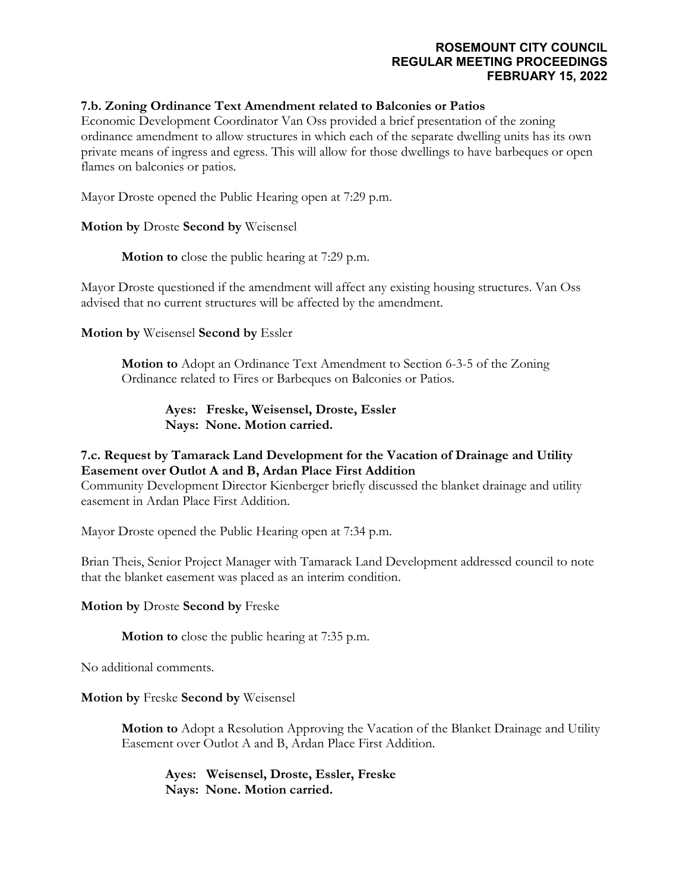**7.b. Zoning Ordinance Text Amendment related to Balconies or Patios**

Economic Development Coordinator Van Oss provided a brief presentation of the zoning ordinance amendment to allow structures in which each of the separate dwelling units has its own private means of ingress and egress. This will allow for those dwellings to have barbeques or open flames on balconies or patios.

Mayor Droste opened the Public Hearing open at 7:29 p.m.

**Motion by** Droste **Second by** Weisensel

> **Motion to** close the public hearing at 7:29 p.m.

Mayor Droste questioned if the amendment will affect any existing housing structures. Van Oss advised that no current structures will be affected by the amendment.

**Motion by** Weisensel **Second by** Essler

> **Motion to** Adopt an Ordinance Text Amendment to Section 6-3-5 of the Zoning Ordinance related to Fires or Barbeques on Balconies or Patios.
>
> **Ayes: Freske, Weisensel, Droste, Essler**
> **Nays: None. Motion carried.**

**7.c. Request by Tamarack Land Development for the Vacation of Drainage and Utility Easement over Outlot A and B, Ardan Place First Addition**

Community Development Director Kienberger briefly discussed the blanket drainage and utility easement in Ardan Place First Addition.

Mayor Droste opened the Public Hearing open at 7:34 p.m.

Brian Theis, Senior Project Manager with Tamarack Land Development addressed council to note that the blanket easement was placed as an interim condition.

**Motion by** Droste **Second by** Freske

> **Motion to** close the public hearing at 7:35 p.m.

No additional comments.

**Motion by** Freske **Second by** Weisensel

> **Motion to** Adopt a Resolution Approving the Vacation of the Blanket Drainage and Utility Easement over Outlot A and B, Ardan Place First Addition.
>
> **Ayes: Weisensel, Droste, Essler, Freske**
> **Nays: None. Motion carried.**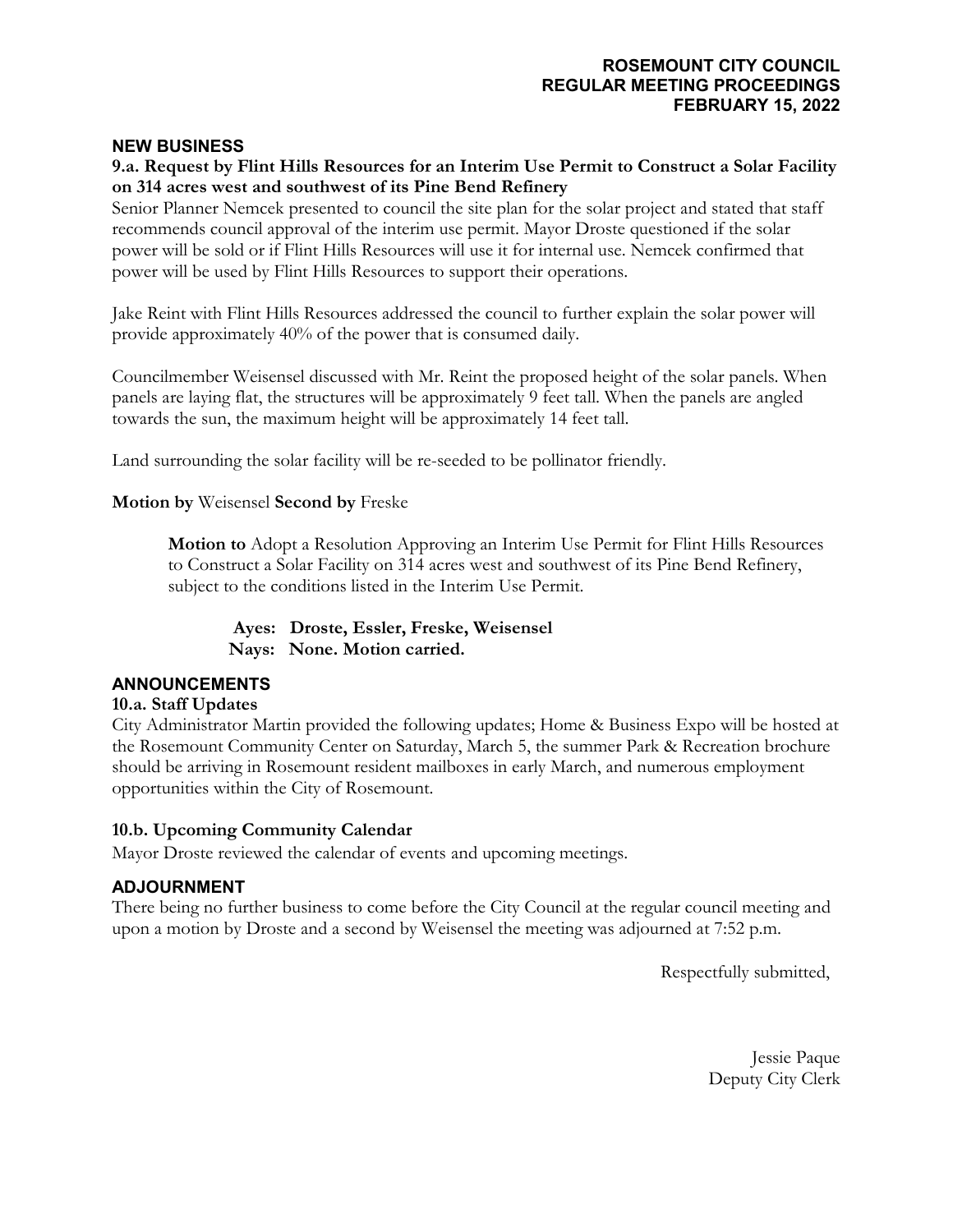## NEW BUSINESS

**9.a. Request by Flint Hills Resources for an Interim Use Permit to Construct a Solar Facility on 314 acres west and southwest of its Pine Bend Refinery**

Senior Planner Nemcek presented to council the site plan for the solar project and stated that staff recommends council approval of the interim use permit. Mayor Droste questioned if the solar power will be sold or if Flint Hills Resources will use it for internal use. Nemcek confirmed that power will be used by Flint Hills Resources to support their operations.

Jake Reint with Flint Hills Resources addressed the council to further explain the solar power will provide approximately 40% of the power that is consumed daily.

Councilmember Weisensel discussed with Mr. Reint the proposed height of the solar panels. When panels are laying flat, the structures will be approximately 9 feet tall. When the panels are angled towards the sun, the maximum height will be approximately 14 feet tall.

Land surrounding the solar facility will be re-seeded to be pollinator friendly.

**Motion by** Weisensel **Second by** Freske

> **Motion to** Adopt a Resolution Approving an Interim Use Permit for Flint Hills Resources to Construct a Solar Facility on 314 acres west and southwest of its Pine Bend Refinery, subject to the conditions listed in the Interim Use Permit.
>
> **Ayes: Droste, Essler, Freske, Weisensel**
> **Nays: None. Motion carried.**

## ANNOUNCEMENTS

**10.a. Staff Updates**

City Administrator Martin provided the following updates; Home & Business Expo will be hosted at the Rosemount Community Center on Saturday, March 5, the summer Park & Recreation brochure should be arriving in Rosemount resident mailboxes in early March, and numerous employment opportunities within the City of Rosemount.

**10.b. Upcoming Community Calendar**

Mayor Droste reviewed the calendar of events and upcoming meetings.

## ADJOURNMENT

There being no further business to come before the City Council at the regular council meeting and upon a motion by Droste and a second by Weisensel the meeting was adjourned at 7:52 p.m.

Respectfully submitted,

Jessie Paque
Deputy City Clerk